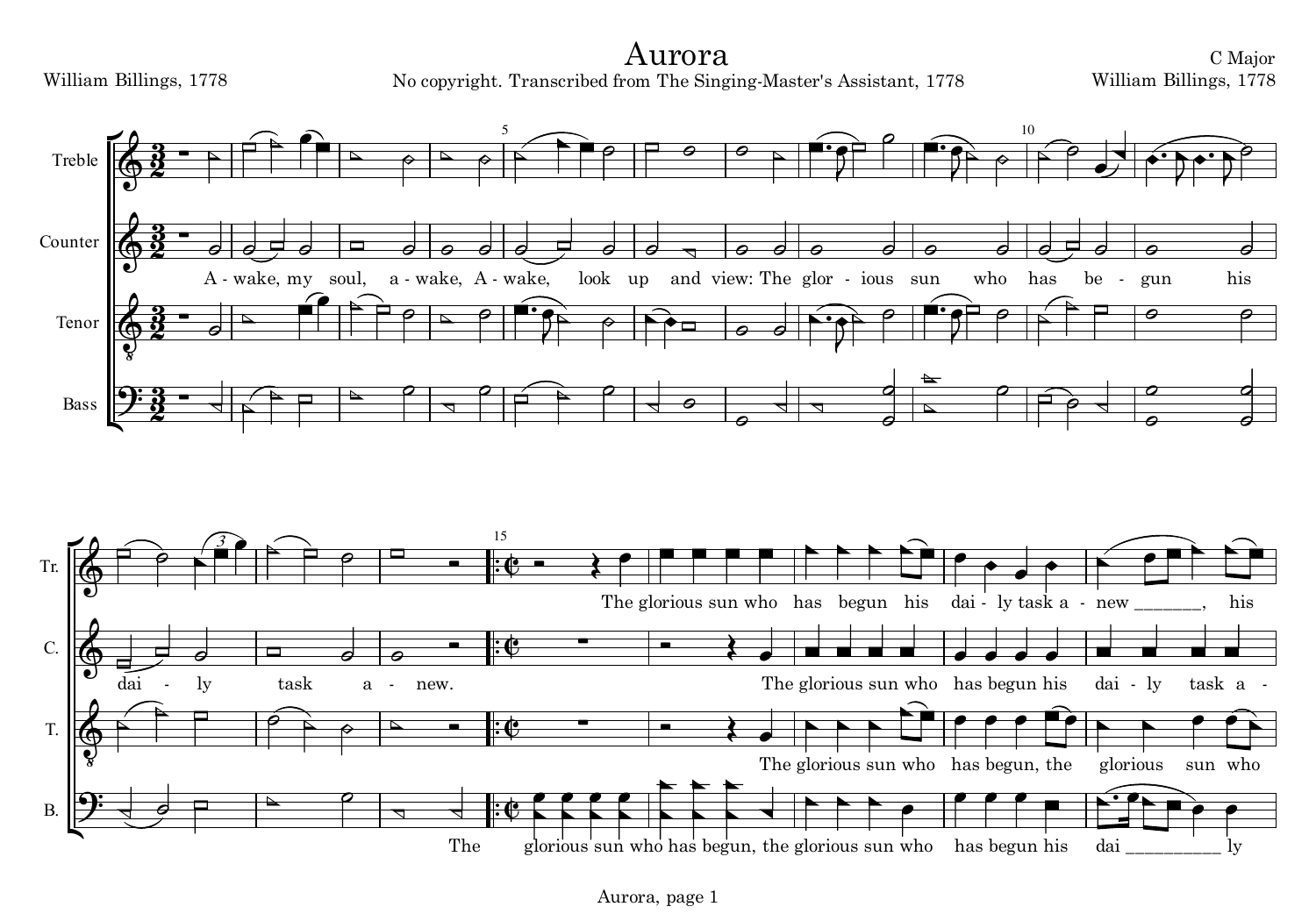# Aurora

William Billings, 1778

No copyright. Transcribed from The Singing-Master's Assistant, 1778

C Major

William Billings, 1778

Treble

Counter

A - wake, my soul, a - wake, A - wake, look up and view: The glor - ious sun who has be - gun his dai - ly task a - new.

Tenor

Bass

Tr.: The glorious sun who has begun his dai - ly task a - new _______, his

C.: The glorious sun who has begun his dai - ly task a -

T.: The glorious sun who has begun, the glorious sun who

B.: The glorious sun who has begun, the glorious sun who has begun his dai __________ ly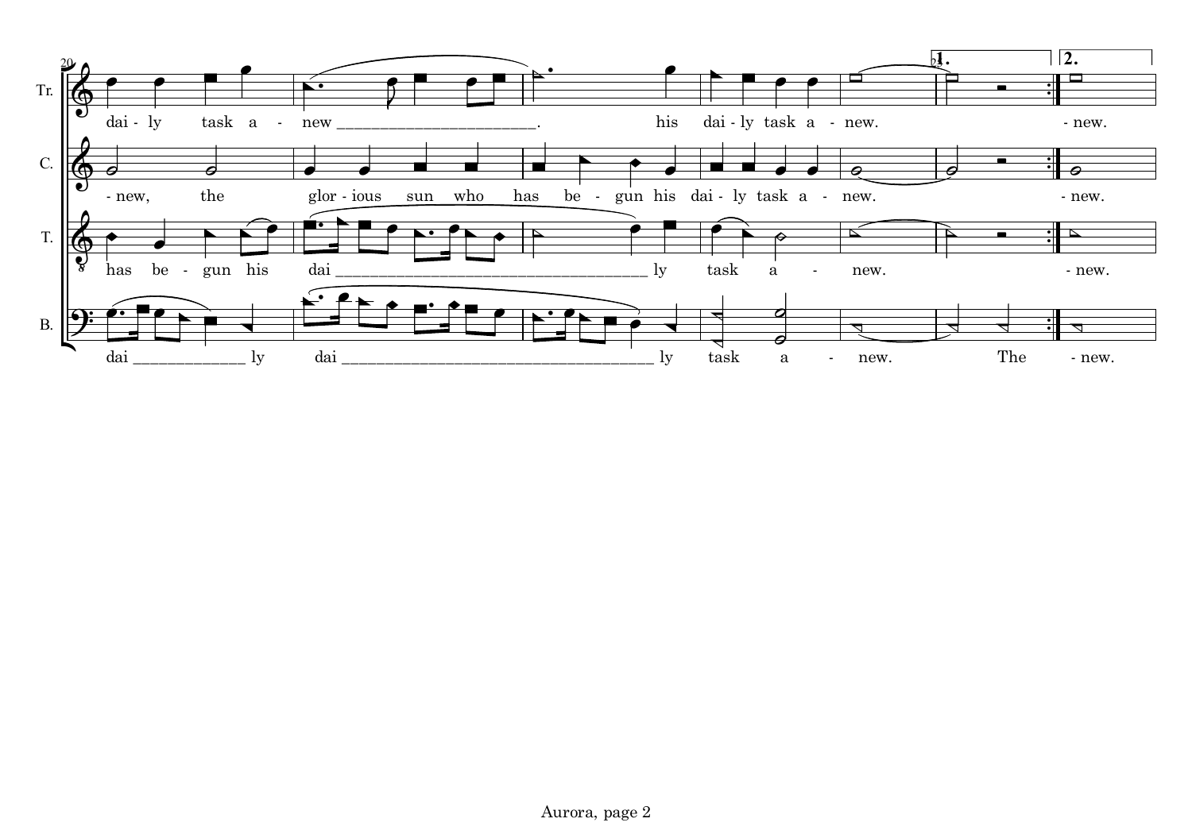Tr.: dai - ly task a - new ______________________. his dai - ly task a - new. - new.

C.: - new, the glor - ious sun who has be - gun his dai - ly task a - new. - new.

T.: has be - gun his dai ____________________________________ ly task a - new. - new.

B.: dai ____________ ly dai ____________________________________ ly task a - new. The - new.